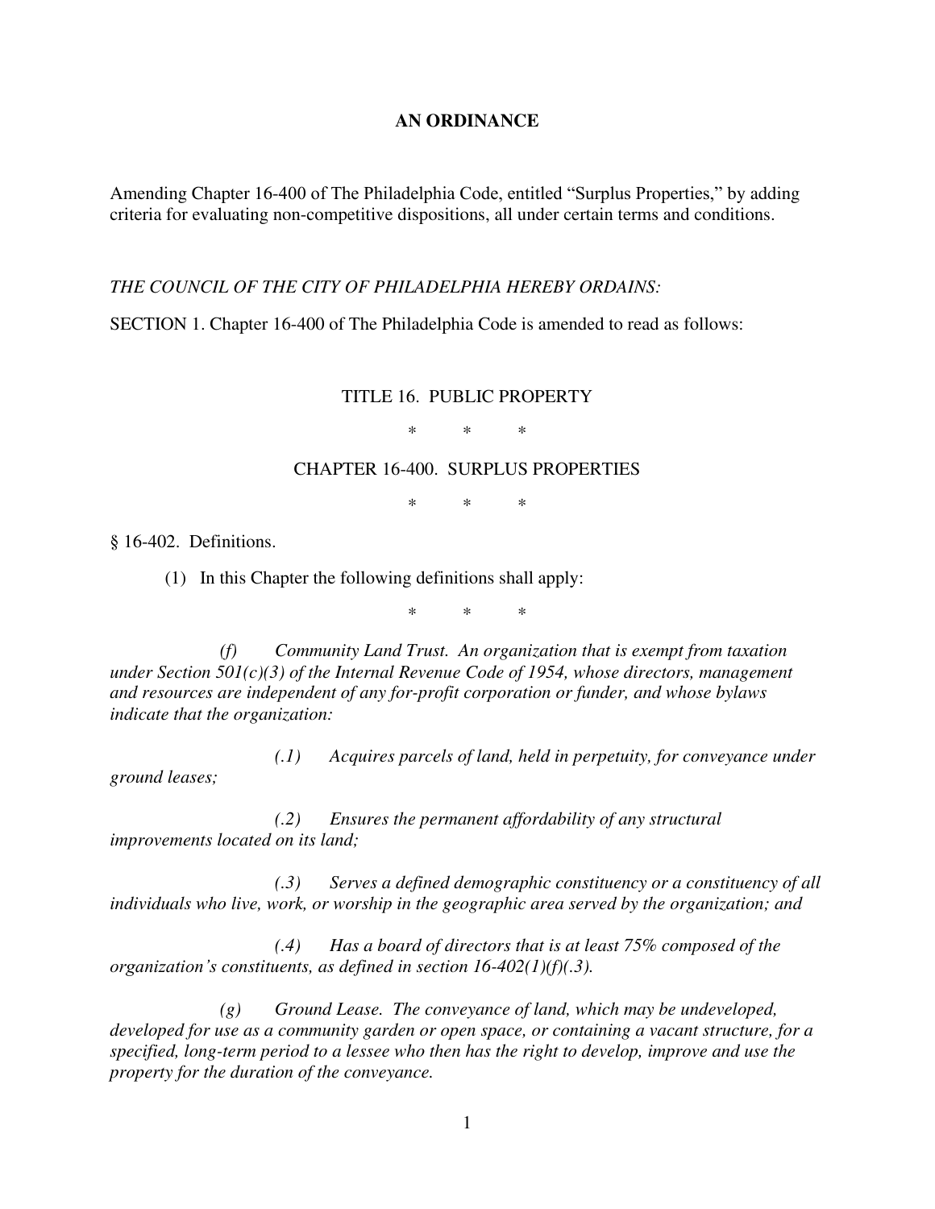**AN ORDINANCE**

Amending Chapter 16-400 of The Philadelphia Code, entitled "Surplus Properties," by adding criteria for evaluating non-competitive dispositions, all under certain terms and conditions.

*THE COUNCIL OF THE CITY OF PHILADELPHIA HEREBY ORDAINS:*

SECTION 1. Chapter 16-400 of The Philadelphia Code is amended to read as follows:

TITLE 16. PUBLIC PROPERTY

\* \* \*

CHAPTER 16-400. SURPLUS PROPERTIES

\* \* \*

§ 16-402. Definitions.

(1) In this Chapter the following definitions shall apply:

\* \* \*

*(f) Community Land Trust. An organization that is exempt from taxation under Section 501(c)(3) of the Internal Revenue Code of 1954, whose directors, management and resources are independent of any for-profit corporation or funder, and whose bylaws indicate that the organization:*

*(.1) Acquires parcels of land, held in perpetuity, for conveyance under ground leases;*

*(.2) Ensures the permanent affordability of any structural improvements located on its land;*

*(.3) Serves a defined demographic constituency or a constituency of all individuals who live, work, or worship in the geographic area served by the organization; and*

*(.4) Has a board of directors that is at least 75% composed of the organization's constituents, as defined in section 16-402(1)(f)(.3).*

*(g) Ground Lease. The conveyance of land, which may be undeveloped, developed for use as a community garden or open space, or containing a vacant structure, for a specified, long-term period to a lessee who then has the right to develop, improve and use the property for the duration of the conveyance.*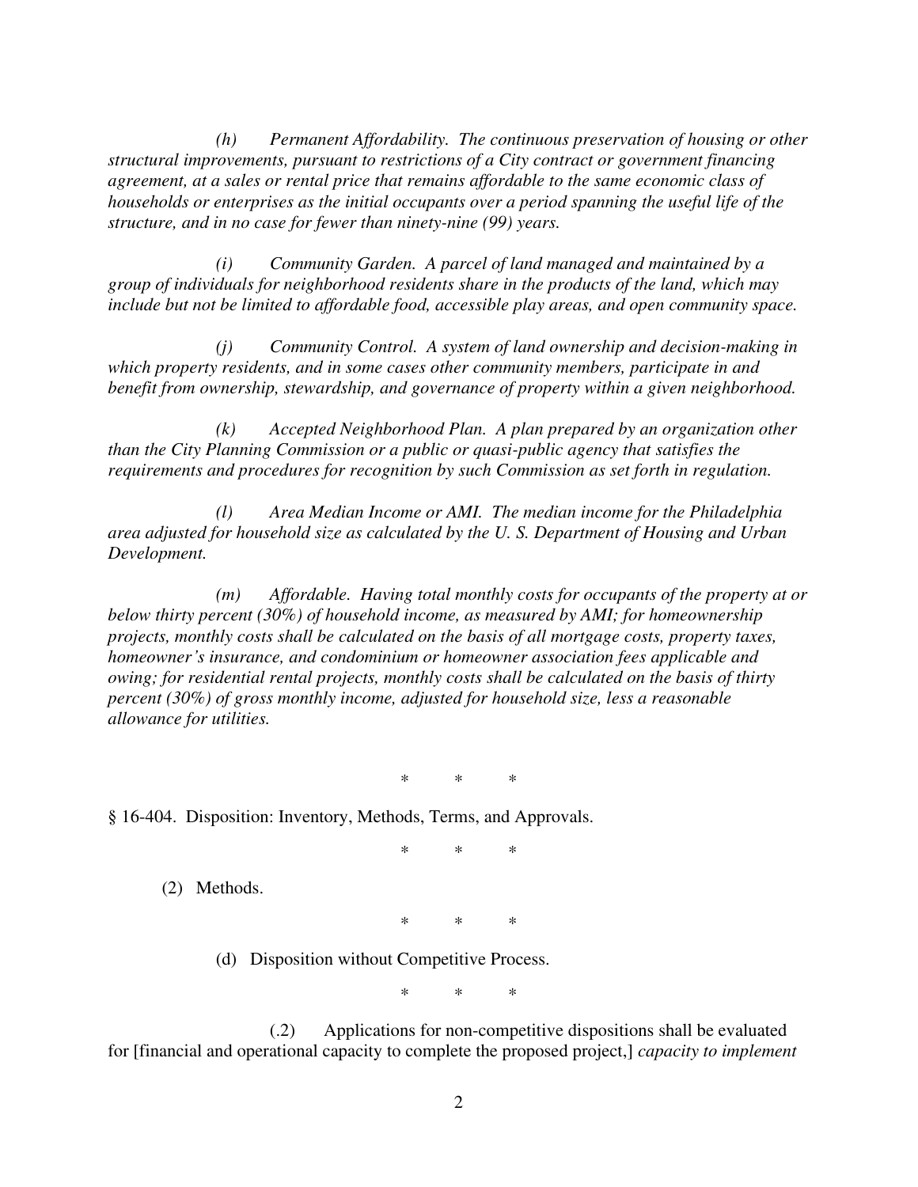*(h) Permanent Affordability. The continuous preservation of housing or other structural improvements, pursuant to restrictions of a City contract or government financing agreement, at a sales or rental price that remains affordable to the same economic class of households or enterprises as the initial occupants over a period spanning the useful life of the structure, and in no case for fewer than ninety-nine (99) years.*

*(i) Community Garden. A parcel of land managed and maintained by a group of individuals for neighborhood residents share in the products of the land, which may include but not be limited to affordable food, accessible play areas, and open community space.*

*(j) Community Control. A system of land ownership and decision-making in which property residents, and in some cases other community members, participate in and benefit from ownership, stewardship, and governance of property within a given neighborhood.*

*(k) Accepted Neighborhood Plan. A plan prepared by an organization other than the City Planning Commission or a public or quasi-public agency that satisfies the requirements and procedures for recognition by such Commission as set forth in regulation.*

*(l) Area Median Income or AMI. The median income for the Philadelphia area adjusted for household size as calculated by the U. S. Department of Housing and Urban Development.*

*(m) Affordable. Having total monthly costs for occupants of the property at or below thirty percent (30%) of household income, as measured by AMI; for homeownership projects, monthly costs shall be calculated on the basis of all mortgage costs, property taxes, homeowner's insurance, and condominium or homeowner association fees applicable and owing; for residential rental projects, monthly costs shall be calculated on the basis of thirty percent (30%) of gross monthly income, adjusted for household size, less a reasonable allowance for utilities.*

\* \* \*

§ 16-404. Disposition: Inventory, Methods, Terms, and Approvals.

\* \* \*

(2) Methods.

\* \* \*

(d) Disposition without Competitive Process.

\* \* \*

(.2) Applications for non-competitive dispositions shall be evaluated for [financial and operational capacity to complete the proposed project,] *capacity to implement*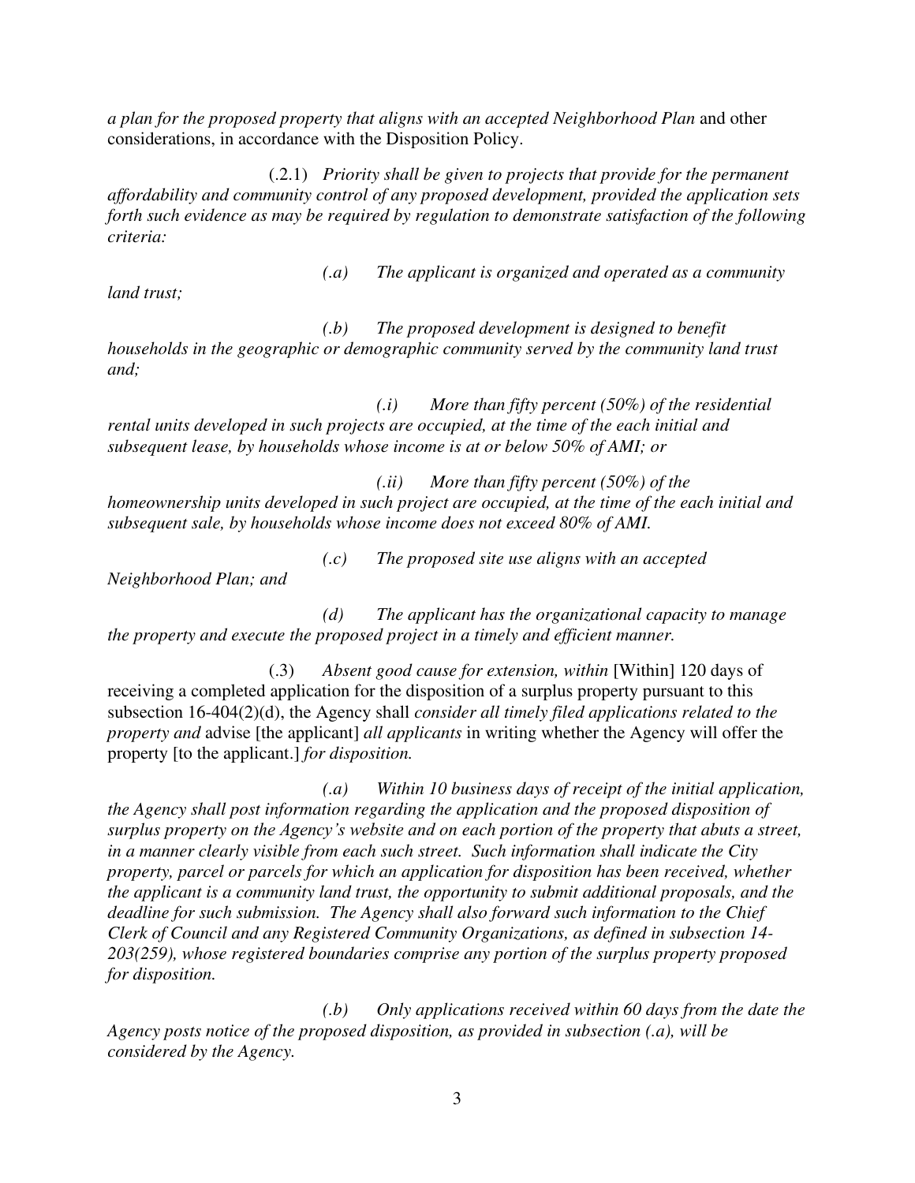*a plan for the proposed property that aligns with an accepted Neighborhood Plan* and other considerations, in accordance with the Disposition Policy.

(.2.1) *Priority shall be given to projects that provide for the permanent affordability and community control of any proposed development, provided the application sets forth such evidence as may be required by regulation to demonstrate satisfaction of the following criteria:*

*(.a) The applicant is organized and operated as a community land trust;*

*(.b) The proposed development is designed to benefit households in the geographic or demographic community served by the community land trust and;*

*(.i) More than fifty percent (50%) of the residential rental units developed in such projects are occupied, at the time of the each initial and subsequent lease, by households whose income is at or below 50% of AMI; or*

*(.ii) More than fifty percent (50%) of the homeownership units developed in such project are occupied, at the time of the each initial and subsequent sale, by households whose income does not exceed 80% of AMI.*

*(.c) The proposed site use aligns with an accepted Neighborhood Plan; and*

*(d) The applicant has the organizational capacity to manage the property and execute the proposed project in a timely and efficient manner.*

(.3) *Absent good cause for extension, within* [Within] 120 days of receiving a completed application for the disposition of a surplus property pursuant to this subsection 16-404(2)(d), the Agency shall *consider all timely filed applications related to the property and* advise [the applicant] *all applicants* in writing whether the Agency will offer the property [to the applicant.] *for disposition.*

*(.a) Within 10 business days of receipt of the initial application, the Agency shall post information regarding the application and the proposed disposition of surplus property on the Agency's website and on each portion of the property that abuts a street, in a manner clearly visible from each such street. Such information shall indicate the City property, parcel or parcels for which an application for disposition has been received, whether the applicant is a community land trust, the opportunity to submit additional proposals, and the deadline for such submission. The Agency shall also forward such information to the Chief Clerk of Council and any Registered Community Organizations, as defined in subsection 14-203(259), whose registered boundaries comprise any portion of the surplus property proposed for disposition.*

*(.b) Only applications received within 60 days from the date the Agency posts notice of the proposed disposition, as provided in subsection (.a), will be considered by the Agency.*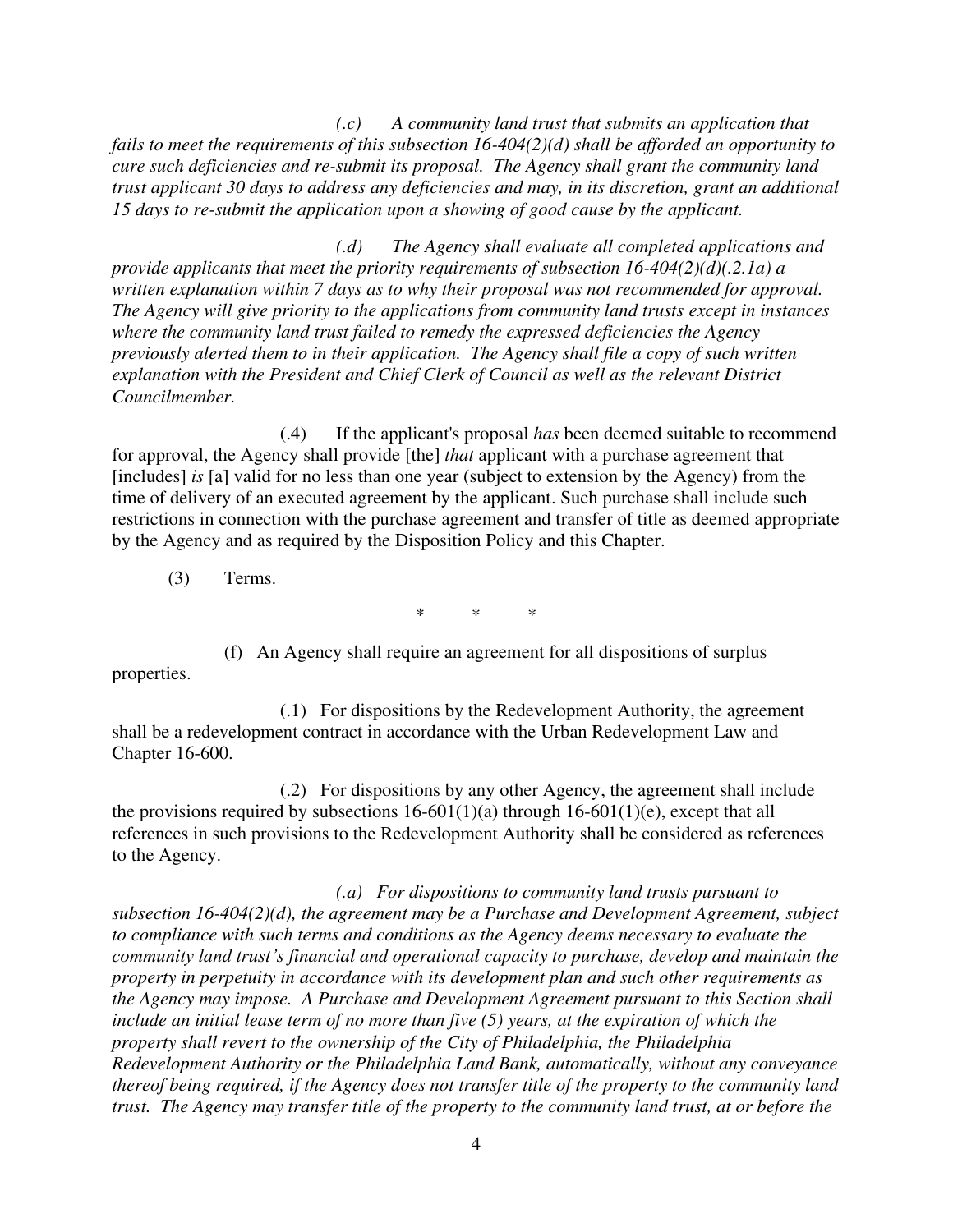*(.c) A community land trust that submits an application that fails to meet the requirements of this subsection 16-404(2)(d) shall be afforded an opportunity to cure such deficiencies and re-submit its proposal. The Agency shall grant the community land trust applicant 30 days to address any deficiencies and may, in its discretion, grant an additional 15 days to re-submit the application upon a showing of good cause by the applicant.*

*(.d) The Agency shall evaluate all completed applications and provide applicants that meet the priority requirements of subsection 16-404(2)(d)(.2.1a) a written explanation within 7 days as to why their proposal was not recommended for approval. The Agency will give priority to the applications from community land trusts except in instances where the community land trust failed to remedy the expressed deficiencies the Agency previously alerted them to in their application. The Agency shall file a copy of such written explanation with the President and Chief Clerk of Council as well as the relevant District Councilmember.*

(.4) If the applicant's proposal *has* been deemed suitable to recommend for approval, the Agency shall provide [the] *that* applicant with a purchase agreement that [includes] *is* [a] valid for no less than one year (subject to extension by the Agency) from the time of delivery of an executed agreement by the applicant. Such purchase shall include such restrictions in connection with the purchase agreement and transfer of title as deemed appropriate by the Agency and as required by the Disposition Policy and this Chapter.

(3) Terms.

\* \* \*

(f) An Agency shall require an agreement for all dispositions of surplus properties.

(.1) For dispositions by the Redevelopment Authority, the agreement shall be a redevelopment contract in accordance with the Urban Redevelopment Law and Chapter 16-600.

(.2) For dispositions by any other Agency, the agreement shall include the provisions required by subsections 16-601(1)(a) through 16-601(1)(e), except that all references in such provisions to the Redevelopment Authority shall be considered as references to the Agency.

*(.a) For dispositions to community land trusts pursuant to subsection 16-404(2)(d), the agreement may be a Purchase and Development Agreement, subject to compliance with such terms and conditions as the Agency deems necessary to evaluate the community land trust's financial and operational capacity to purchase, develop and maintain the property in perpetuity in accordance with its development plan and such other requirements as the Agency may impose. A Purchase and Development Agreement pursuant to this Section shall include an initial lease term of no more than five (5) years, at the expiration of which the property shall revert to the ownership of the City of Philadelphia, the Philadelphia Redevelopment Authority or the Philadelphia Land Bank, automatically, without any conveyance thereof being required, if the Agency does not transfer title of the property to the community land trust. The Agency may transfer title of the property to the community land trust, at or before the*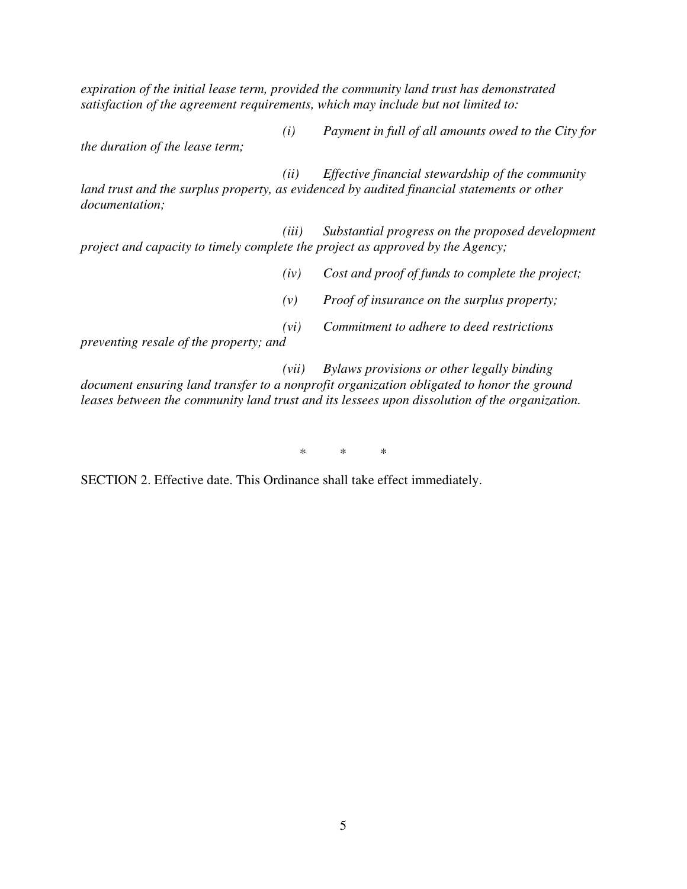*expiration of the initial lease term, provided the community land trust has demonstrated satisfaction of the agreement requirements, which may include but not limited to:*

*(i) Payment in full of all amounts owed to the City for the duration of the lease term;*

*(ii) Effective financial stewardship of the community land trust and the surplus property, as evidenced by audited financial statements or other documentation;*

*(iii) Substantial progress on the proposed development project and capacity to timely complete the project as approved by the Agency;*

*(iv) Cost and proof of funds to complete the project;*

*(v) Proof of insurance on the surplus property;*

*(vi) Commitment to adhere to deed restrictions preventing resale of the property; and*

*(vii) Bylaws provisions or other legally binding document ensuring land transfer to a nonprofit organization obligated to honor the ground leases between the community land trust and its lessees upon dissolution of the organization.*

\* \* \*

SECTION 2. Effective date. This Ordinance shall take effect immediately.